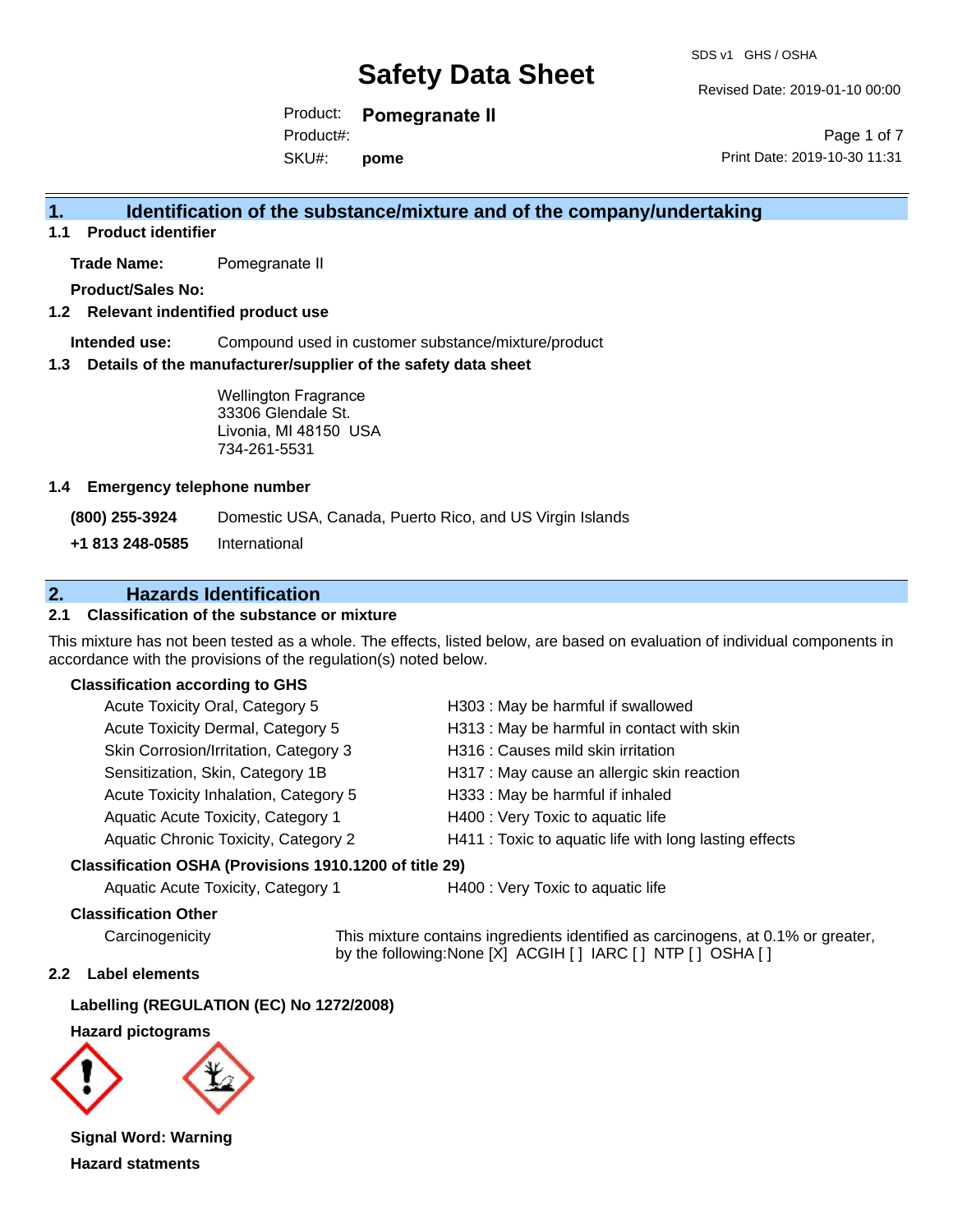# Safety Data Sheet

SDS v1 GHS / OSHA

Revised Date: 2019-01-10 00:00

Product: **Pomegranate II**

Product#:

SKU#: **pome**

Print Date: 2019-10-30 11:31

## 1. Identification of the substance/mixture and of the company/undertaking

### 1.1 Product identifier

**Trade Name:** Pomegranate II

**Product/Sales No:**

### 1.2 Relevant identified product use

**Intended use:** Compound used in customer substance/mixture/product

### 1.3 Details of the manufacturer/supplier of the safety data sheet

Wellington Fragrance
33306 Glendale St.
Livonia, MI 48150 USA
734-261-5531

### 1.4 Emergency telephone number

**(800) 255-3924** Domestic USA, Canada, Puerto Rico, and US Virgin Islands

**+1 813 248-0585** International

## 2. Hazards Identification

### 2.1 Classification of the substance or mixture

This mixture has not been tested as a whole. The effects, listed below, are based on evaluation of individual components in accordance with the provisions of the regulation(s) noted below.

**Classification according to GHS**

| Classification | Hazard Statement |
|---|---|
| Acute Toxicity Oral, Category 5 | H303 : May be harmful if swallowed |
| Acute Toxicity Dermal, Category 5 | H313 : May be harmful in contact with skin |
| Skin Corrosion/Irritation, Category 3 | H316 : Causes mild skin irritation |
| Sensitization, Skin, Category 1B | H317 : May cause an allergic skin reaction |
| Acute Toxicity Inhalation, Category 5 | H333 : May be harmful if inhaled |
| Aquatic Acute Toxicity, Category 1 | H400 : Very Toxic to aquatic life |
| Aquatic Chronic Toxicity, Category 2 | H411 : Toxic to aquatic life with long lasting effects |

**Classification OSHA (Provisions 1910.1200 of title 29)**

| Classification | Hazard Statement |
|---|---|
| Aquatic Acute Toxicity, Category 1 | H400 : Very Toxic to aquatic life |

**Classification Other**

Carcinogenicity: This mixture contains ingredients identified as carcinogens, at 0.1% or greater, by the following:None [X] ACGIH [ ] IARC [ ] NTP [ ] OSHA [ ]

### 2.2 Label elements

**Labelling (REGULATION (EC) No 1272/2008)**

**Hazard pictograms**

**Signal Word: Warning**

**Hazard statments**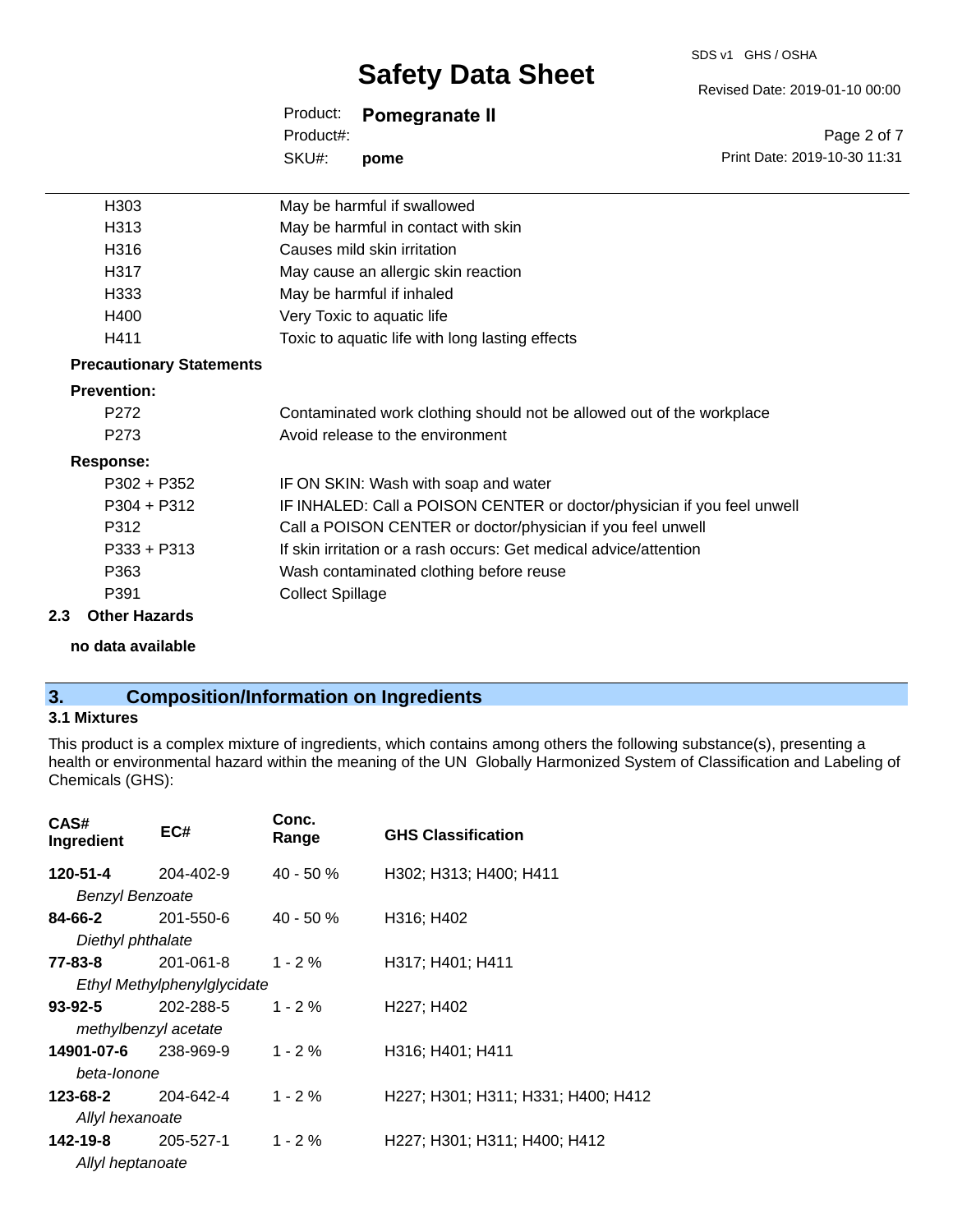| | |
|---|---|
| H303 | May be harmful if swallowed |
| H313 | May be harmful in contact with skin |
| H316 | Causes mild skin irritation |
| H317 | May cause an allergic skin reaction |
| H333 | May be harmful if inhaled |
| H400 | Very Toxic to aquatic life |
| H411 | Toxic to aquatic life with long lasting effects |

**Precautionary Statements**

**Prevention:**

| | |
|---|---|
| P272 | Contaminated work clothing should not be allowed out of the workplace |
| P273 | Avoid release to the environment |

**Response:**

| | |
|---|---|
| P302 + P352 | IF ON SKIN: Wash with soap and water |
| P304 + P312 | IF INHALED: Call a POISON CENTER or doctor/physician if you feel unwell |
| P312 | Call a POISON CENTER or doctor/physician if you feel unwell |
| P333 + P313 | If skin irritation or a rash occurs: Get medical advice/attention |
| P363 | Wash contaminated clothing before reuse |
| P391 | Collect Spillage |

**2.3 Other Hazards**

**no data available**

## 3. Composition/Information on Ingredients

**3.1 Mixtures**

This product is a complex mixture of ingredients, which contains among others the following substance(s), presenting a health or environmental hazard within the meaning of the UN Globally Harmonized System of Classification and Labeling of Chemicals (GHS):

| CAS# Ingredient | EC# | Conc. Range | GHS Classification |
|---|---|---|---|
| **120-51-4** *Benzyl Benzoate* | 204-402-9 | 40 - 50 % | H302; H313; H400; H411 |
| **84-66-2** *Diethyl phthalate* | 201-550-6 | 40 - 50 % | H316; H402 |
| **77-83-8** *Ethyl Methylphenylglycidate* | 201-061-8 | 1 - 2 % | H317; H401; H411 |
| **93-92-5** *methylbenzyl acetate* | 202-288-5 | 1 - 2 % | H227; H402 |
| **14901-07-6** *beta-Ionone* | 238-969-9 | 1 - 2 % | H316; H401; H411 |
| **123-68-2** *Allyl hexanoate* | 204-642-4 | 1 - 2 % | H227; H301; H311; H331; H400; H412 |
| **142-19-8** *Allyl heptanoate* | 205-527-1 | 1 - 2 % | H227; H301; H311; H400; H412 |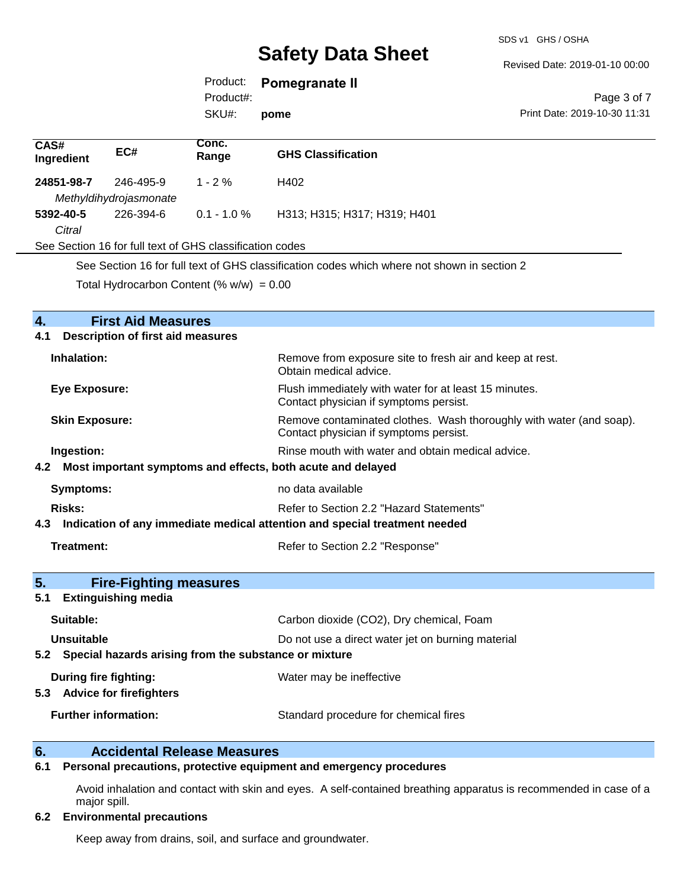| CAS# Ingredient | EC# | Conc. Range | GHS Classification |
|---|---|---|---|
| **24851-98-7** *Methyldihydrojasmonate* | 246-495-9 | 1 - 2 % | H402 |
| **5392-40-5** *Citral* | 226-394-6 | 0.1 - 1.0 % | H313; H315; H317; H319; H401 |

See Section 16 for full text of GHS classification codes

See Section 16 for full text of GHS classification codes which where not shown in section 2

Total Hydrocarbon Content (% w/w) = 0.00

## 4. First Aid Measures

### 4.1 Description of first aid measures

**Inhalation:** Remove from exposure site to fresh air and keep at rest. Obtain medical advice.

**Eye Exposure:** Flush immediately with water for at least 15 minutes. Contact physician if symptoms persist.

**Skin Exposure:** Remove contaminated clothes. Wash thoroughly with water (and soap). Contact physician if symptoms persist.

**Ingestion:** Rinse mouth with water and obtain medical advice.

### 4.2 Most important symptoms and effects, both acute and delayed

**Symptoms:** no data available

**Risks:** Refer to Section 2.2 "Hazard Statements"

### 4.3 Indication of any immediate medical attention and special treatment needed

**Treatment:** Refer to Section 2.2 "Response"

## 5. Fire-Fighting measures

### 5.1 Extinguishing media

**Suitable:** Carbon dioxide ($CO_2$), Dry chemical, Foam

**Unsuitable** Do not use a direct water jet on burning material

### 5.2 Special hazards arising from the substance or mixture

**During fire fighting:** Water may be ineffective

### 5.3 Advice for firefighters

**Further information:** Standard procedure for chemical fires

## 6. Accidental Release Measures

### 6.1 Personal precautions, protective equipment and emergency procedures

Avoid inhalation and contact with skin and eyes. A self-contained breathing apparatus is recommended in case of a major spill.

### 6.2 Environmental precautions

Keep away from drains, soil, and surface and groundwater.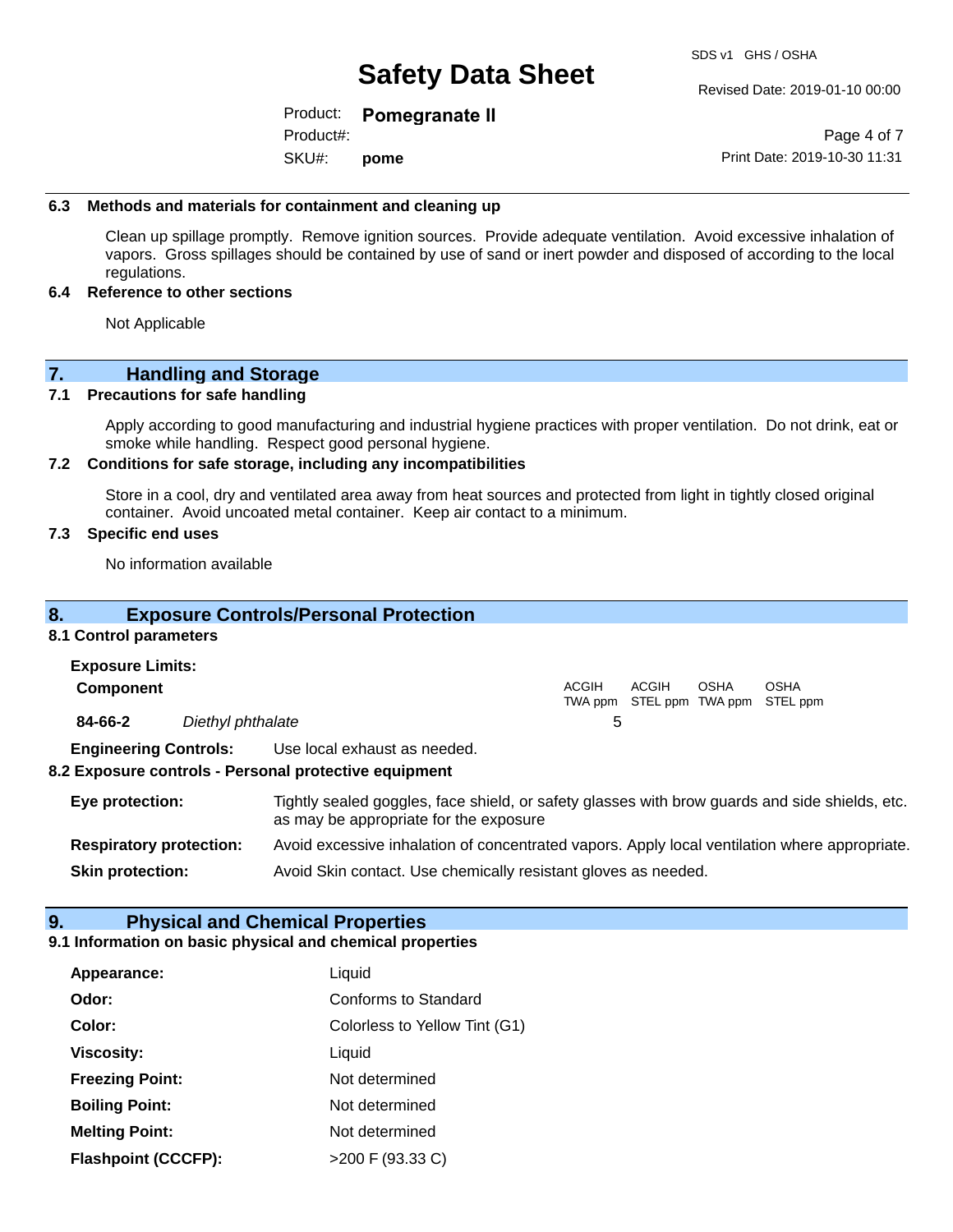### 6.3 Methods and materials for containment and cleaning up

Clean up spillage promptly. Remove ignition sources. Provide adequate ventilation. Avoid excessive inhalation of vapors. Gross spillages should be contained by use of sand or inert powder and disposed of according to the local regulations.

### 6.4 Reference to other sections

Not Applicable

## 7. Handling and Storage

### 7.1 Precautions for safe handling

Apply according to good manufacturing and industrial hygiene practices with proper ventilation. Do not drink, eat or smoke while handling. Respect good personal hygiene.

### 7.2 Conditions for safe storage, including any incompatibilities

Store in a cool, dry and ventilated area away from heat sources and protected from light in tightly closed original container. Avoid uncoated metal container. Keep air contact to a minimum.

### 7.3 Specific end uses

No information available

## 8. Exposure Controls/Personal Protection

### 8.1 Control parameters

**Exposure Limits:**

| Component | | ACGIH TWA ppm | ACGIH STEL ppm | OSHA TWA ppm | OSHA STEL ppm |
|---|---|---|---|---|---|
| 84-66-2 | *Diethyl phthalate* | 5 | | | |

**Engineering Controls:** Use local exhaust as needed.

### 8.2 Exposure controls - Personal protective equipment

**Eye protection:** Tightly sealed goggles, face shield, or safety glasses with brow guards and side shields, etc. as may be appropriate for the exposure

**Respiratory protection:** Avoid excessive inhalation of concentrated vapors. Apply local ventilation where appropriate.

**Skin protection:** Avoid Skin contact. Use chemically resistant gloves as needed.

## 9. Physical and Chemical Properties

### 9.1 Information on basic physical and chemical properties

| | |
|---|---|
| **Appearance:** | Liquid |
| **Odor:** | Conforms to Standard |
| **Color:** | Colorless to Yellow Tint (G1) |
| **Viscosity:** | Liquid |
| **Freezing Point:** | Not determined |
| **Boiling Point:** | Not determined |
| **Melting Point:** | Not determined |
| **Flashpoint (CCCFP):** | >200 F (93.33 C) |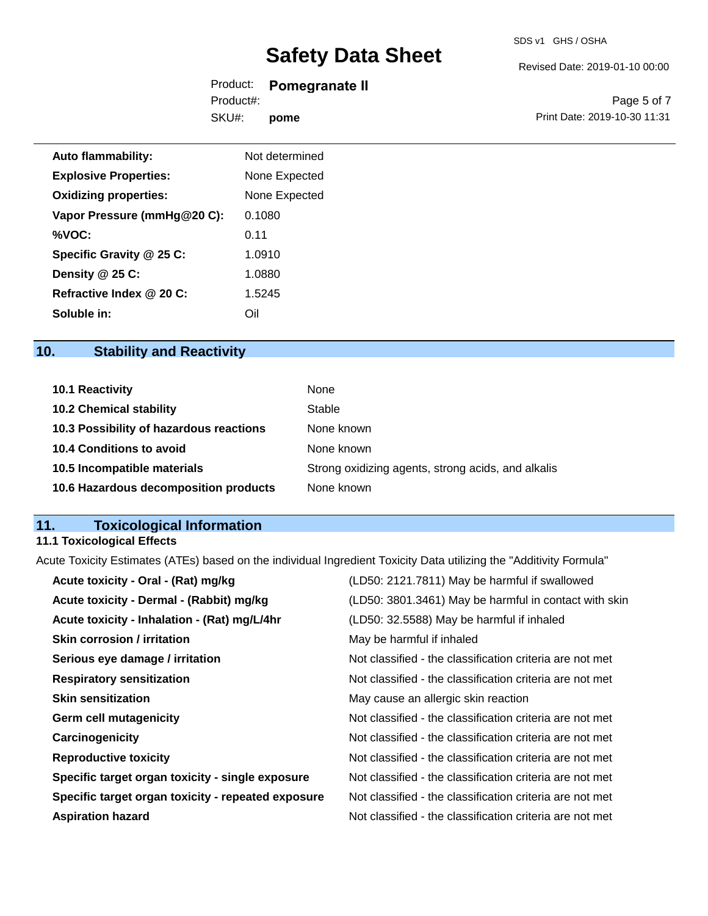| | |
|---|---|
| **Auto flammability:** | Not determined |
| **Explosive Properties:** | None Expected |
| **Oxidizing properties:** | None Expected |
| **Vapor Pressure (mmHg@20 C):** | 0.1080 |
| **%VOC:** | 0.11 |
| **Specific Gravity @ 25 C:** | 1.0910 |
| **Density @ 25 C:** | 1.0880 |
| **Refractive Index @ 20 C:** | 1.5245 |
| **Soluble in:** | Oil |

## 10. Stability and Reactivity

| | |
|---|---|
| **10.1 Reactivity** | None |
| **10.2 Chemical stability** | Stable |
| **10.3 Possibility of hazardous reactions** | None known |
| **10.4 Conditions to avoid** | None known |
| **10.5 Incompatible materials** | Strong oxidizing agents, strong acids, and alkalis |
| **10.6 Hazardous decomposition products** | None known |

## 11. Toxicological Information

### 11.1 Toxicological Effects

Acute Toxicity Estimates (ATEs) based on the individual Ingredient Toxicity Data utilizing the "Additivity Formula"

| | |
|---|---|
| **Acute toxicity - Oral - (Rat) mg/kg** | (LD50: 2121.7811) May be harmful if swallowed |
| **Acute toxicity - Dermal - (Rabbit) mg/kg** | (LD50: 3801.3461) May be harmful in contact with skin |
| **Acute toxicity - Inhalation - (Rat) mg/L/4hr** | (LD50: 32.5588) May be harmful if inhaled |
| **Skin corrosion / irritation** | May be harmful if inhaled |
| **Serious eye damage / irritation** | Not classified - the classification criteria are not met |
| **Respiratory sensitization** | Not classified - the classification criteria are not met |
| **Skin sensitization** | May cause an allergic skin reaction |
| **Germ cell mutagenicity** | Not classified - the classification criteria are not met |
| **Carcinogenicity** | Not classified - the classification criteria are not met |
| **Reproductive toxicity** | Not classified - the classification criteria are not met |
| **Specific target organ toxicity - single exposure** | Not classified - the classification criteria are not met |
| **Specific target organ toxicity - repeated exposure** | Not classified - the classification criteria are not met |
| **Aspiration hazard** | Not classified - the classification criteria are not met |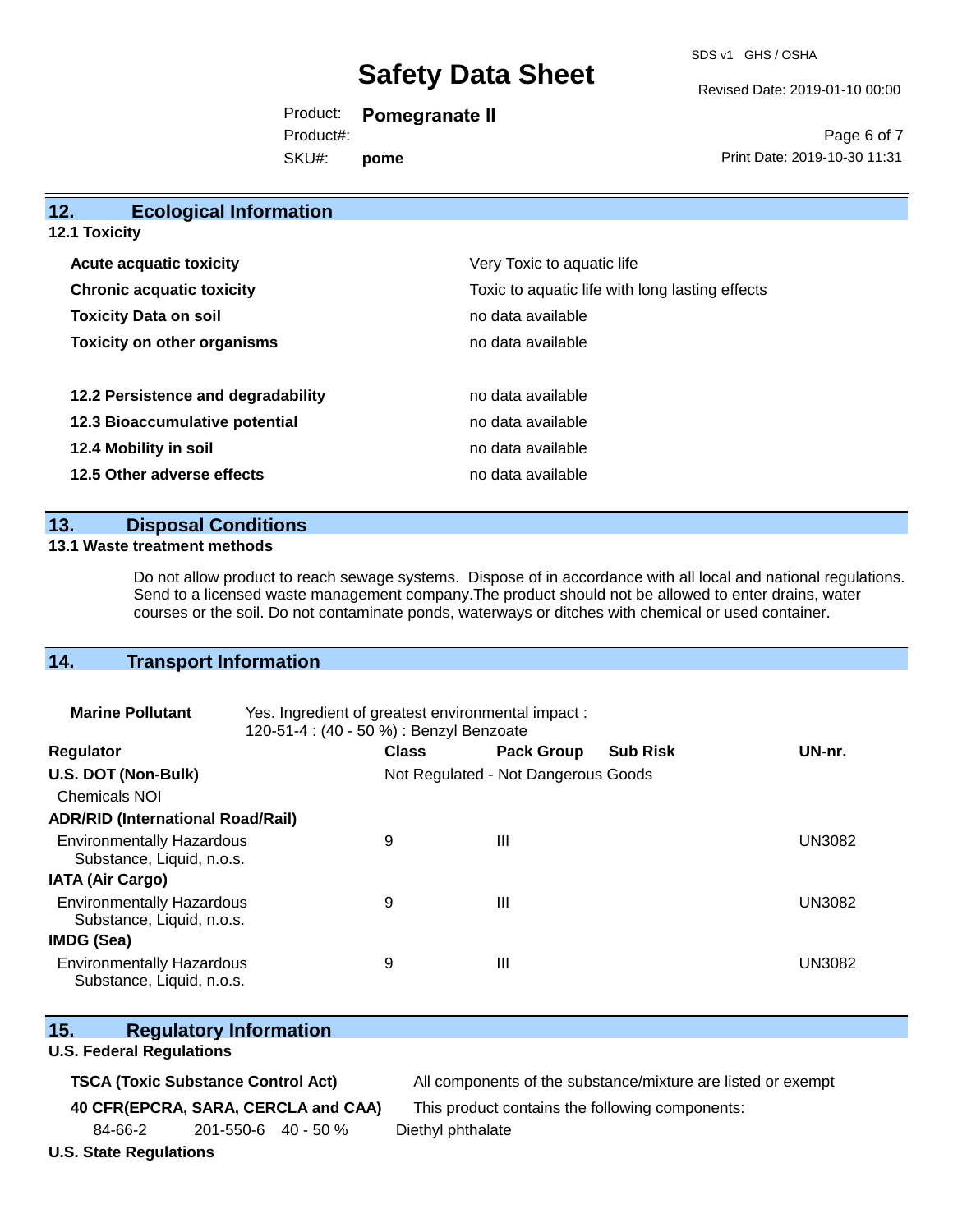## 12. Ecological Information

### 12.1 Toxicity

| | |
|---|---|
| **Acute acquatic toxicity** | Very Toxic to aquatic life |
| **Chronic acquatic toxicity** | Toxic to aquatic life with long lasting effects |
| **Toxicity Data on soil** | no data available |
| **Toxicity on other organisms** | no data available |

| | |
|---|---|
| **12.2 Persistence and degradability** | no data available |
| **12.3 Bioaccumulative potential** | no data available |
| **12.4 Mobility in soil** | no data available |
| **12.5 Other adverse effects** | no data available |

## 13. Disposal Conditions

### 13.1 Waste treatment methods

Do not allow product to reach sewage systems. Dispose of in accordance with all local and national regulations. Send to a licensed waste management company.The product should not be allowed to enter drains, water courses or the soil. Do not contaminate ponds, waterways or ditches with chemical or used container.

## 14. Transport Information

**Marine Pollutant** Yes. Ingredient of greatest environmental impact :
120-51-4 : (40 - 50 %) : Benzyl Benzoate

| Regulator | Class | Pack Group | Sub Risk | UN-nr. |
|---|---|---|---|---|
| **U.S. DOT (Non-Bulk)** | Not Regulated - Not Dangerous Goods | | | |
| Chemicals NOI | | | | |
| **ADR/RID (International Road/Rail)** | | | | |
| Environmentally Hazardous Substance, Liquid, n.o.s. | 9 | III | | UN3082 |
| **IATA (Air Cargo)** | | | | |
| Environmentally Hazardous Substance, Liquid, n.o.s. | 9 | III | | UN3082 |
| **IMDG (Sea)** | | | | |
| Environmentally Hazardous Substance, Liquid, n.o.s. | 9 | III | | UN3082 |

## 15. Regulatory Information

### U.S. Federal Regulations

**TSCA (Toxic Substance Control Act)** All components of the substance/mixture are listed or exempt

**40 CFR(EPCRA, SARA, CERCLA and CAA)** This product contains the following components:

| | | | |
|---|---|---|---|
| 84-66-2 | 201-550-6 | 40 - 50 % | Diethyl phthalate |

### U.S. State Regulations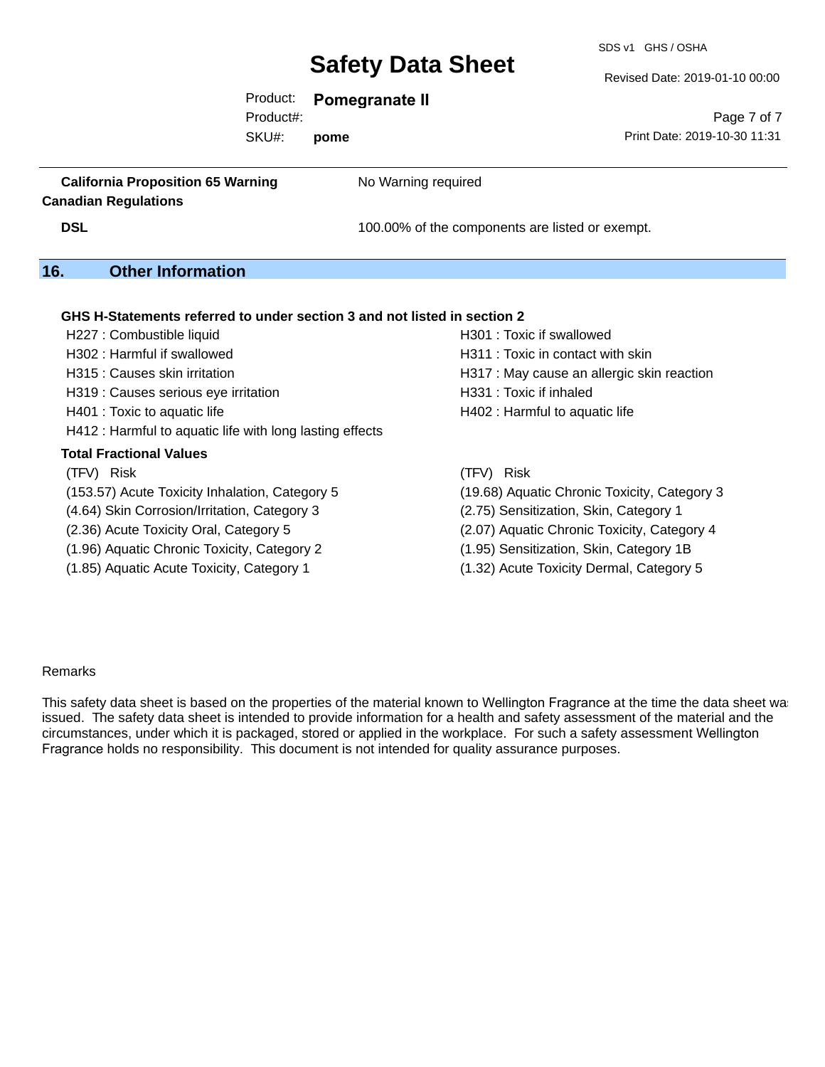**California Proposition 65 Warning** No Warning required

**Canadian Regulations**

**DSL** 100.00% of the components are listed or exempt.

## 16. Other Information

**GHS H-Statements referred to under section 3 and not listed in section 2**

H227 : Combustible liquid

H302 : Harmful if swallowed

H315 : Causes skin irritation

H319 : Causes serious eye irritation

H401 : Toxic to aquatic life

H412 : Harmful to aquatic life with long lasting effects

H301 : Toxic if swallowed

H311 : Toxic in contact with skin

H317 : May cause an allergic skin reaction

H331 : Toxic if inhaled

H402 : Harmful to aquatic life

**Total Fractional Values**

(TFV) Risk

(153.57) Acute Toxicity Inhalation, Category 5

(4.64) Skin Corrosion/Irritation, Category 3

(2.36) Acute Toxicity Oral, Category 5

(1.96) Aquatic Chronic Toxicity, Category 2

(1.85) Aquatic Acute Toxicity, Category 1

(TFV) Risk

(19.68) Aquatic Chronic Toxicity, Category 3

(2.75) Sensitization, Skin, Category 1

(2.07) Aquatic Chronic Toxicity, Category 4

(1.95) Sensitization, Skin, Category 1B

(1.32) Acute Toxicity Dermal, Category 5

Remarks

This safety data sheet is based on the properties of the material known to Wellington Fragrance at the time the data sheet was issued. The safety data sheet is intended to provide information for a health and safety assessment of the material and the circumstances, under which it is packaged, stored or applied in the workplace. For such a safety assessment Wellington Fragrance holds no responsibility. This document is not intended for quality assurance purposes.